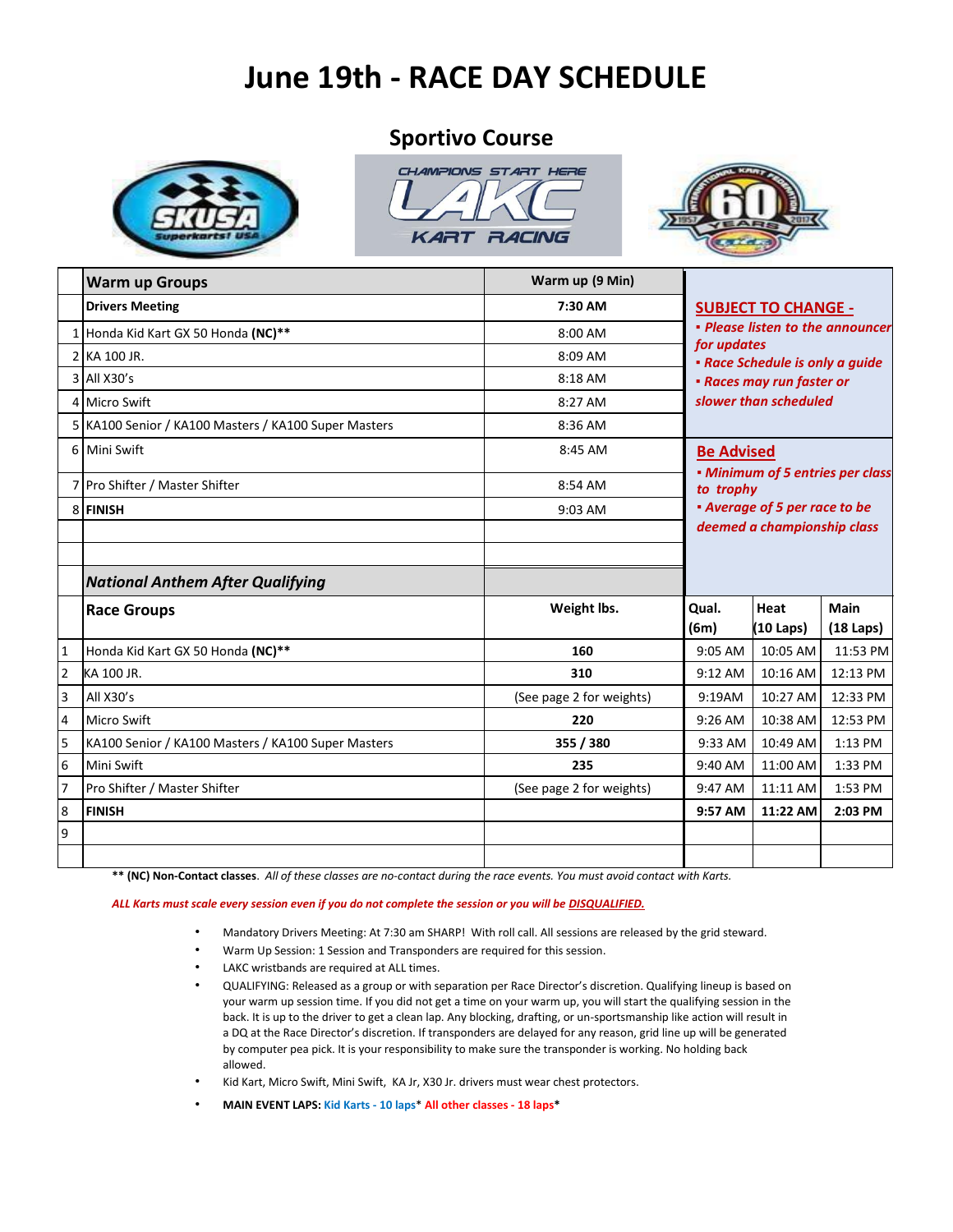# June 19th - RACE DAY SCHEDULE

## Sportivo Course

| | Warm up Groups | Warm up (9 Min) |
|---|---|---|
| | **Drivers Meeting** | **7:30 AM** |
| 1 | Honda Kid Kart GX 50 Honda **(NC)****| 8:00 AM |
| 2 | KA 100 JR. | 8:09 AM |
| 3 | All X30's | 8:18 AM |
| 4 | Micro Swift | 8:27 AM |
| 5 | KA100 Senior / KA100 Masters / KA100 Super Masters | 8:36 AM |
| 6 | Mini Swift | 8:45 AM |
| 7 | Pro Shifter / Master Shifter | 8:54 AM |
| 8 | **FINISH** | 9:03 AM |

**SUBJECT TO CHANGE -**
- *Please listen to the announcer for updates*
- *Race Schedule is only a guide*
- *Races may run faster or slower than scheduled*

**Be Advised**
- *Minimum of 5 entries per class to trophy*
- *Average of 5 per race to be deemed a championship class*

***National Anthem After Qualifying***

| | Race Groups | Weight lbs. | Qual. (6m) | Heat (10 Laps) | Main (18 Laps) |
|---|---|---|---|---|---|
| 1 | Honda Kid Kart GX 50 Honda **(NC)****| **160** | 9:05 AM | 10:05 AM | 11:53 PM |
| 2 | KA 100 JR. | **310** | 9:12 AM | 10:16 AM | 12:13 PM |
| 3 | All X30's | (See page 2 for weights) | 9:19AM | 10:27 AM | 12:33 PM |
| 4 | Micro Swift | **220** | 9:26 AM | 10:38 AM | 12:53 PM |
| 5 | KA100 Senior / KA100 Masters / KA100 Super Masters | **355 / 380** | 9:33 AM | 10:49 AM | 1:13 PM |
| 6 | Mini Swift | **235** | 9:40 AM | 11:00 AM | 1:33 PM |
| 7 | Pro Shifter / Master Shifter | (See page 2 for weights) | 9:47 AM | 11:11 AM | 1:53 PM |
| 8 | **FINISH** | | **9:57 AM** | **11:22 AM** | **2:03 PM** |
| 9 | | | | | |

**** (NC) Non-Contact classes**. *All of these classes are no-contact during the race events. You must avoid contact with Karts.*

***ALL Karts must scale every session even if you do not complete the session or you will be DISQUALIFIED.***

- Mandatory Drivers Meeting: At 7:30 am SHARP! With roll call. All sessions are released by the grid steward.
- Warm Up Session: 1 Session and Transponders are required for this session.
- LAKC wristbands are required at ALL times.
- QUALIFYING: Released as a group or with separation per Race Director's discretion. Qualifying lineup is based on your warm up session time. If you did not get a time on your warm up, you will start the qualifying session in the back. It is up to the driver to get a clean lap. Any blocking, drafting, or un-sportsmanship like action will result in a DQ at the Race Director's discretion. If transponders are delayed for any reason, grid line up will be generated by computer pea pick. It is your responsibility to make sure the transponder is working. No holding back allowed.
- Kid Kart, Micro Swift, Mini Swift, KA Jr, X30 Jr. drivers must wear chest protectors.
- **MAIN EVENT LAPS: Kid Karts - 10 laps* All other classes - 18 laps***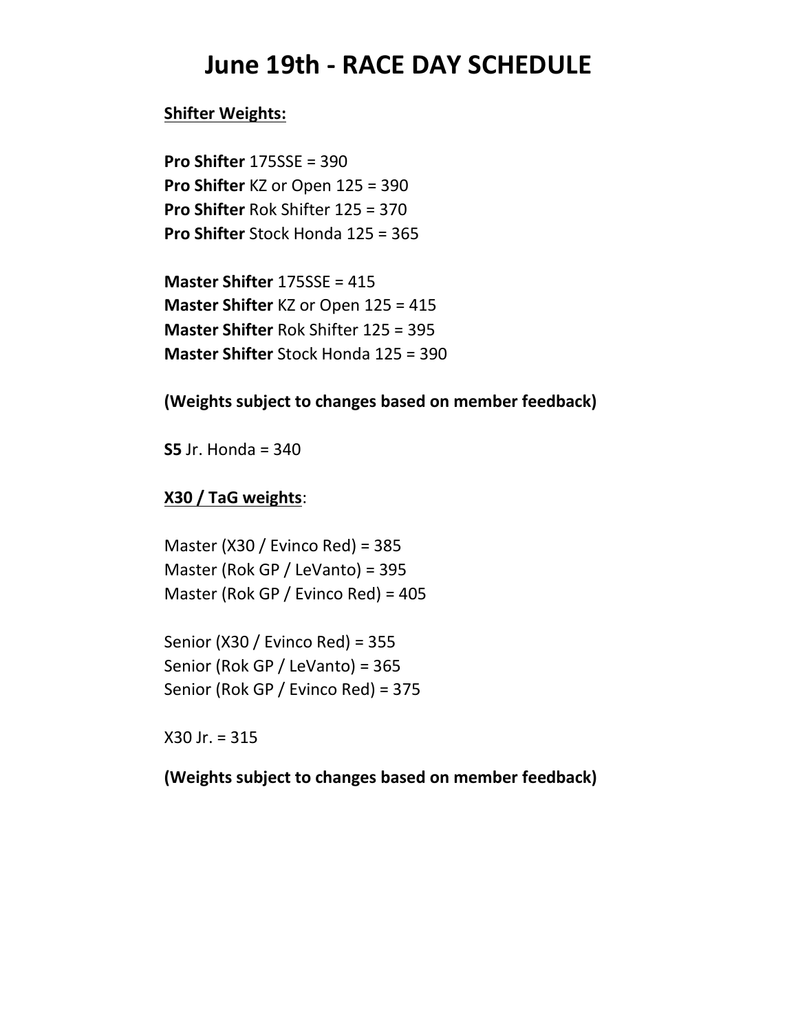# June 19th - RACE DAY SCHEDULE

**Shifter Weights:**

**Pro Shifter** 175SSE = 390
**Pro Shifter** KZ or Open 125 = 390
**Pro Shifter** Rok Shifter 125 = 370
**Pro Shifter** Stock Honda 125 = 365

**Master Shifter** 175SSE = 415
**Master Shifter** KZ or Open 125 = 415
**Master Shifter** Rok Shifter 125 = 395
**Master Shifter** Stock Honda 125 = 390

**(Weights subject to changes based on member feedback)**

**S5** Jr. Honda = 340

**X30 / TaG weights**:

Master (X30 / Evinco Red) = 385
Master (Rok GP / LeVanto) = 395
Master (Rok GP / Evinco Red) = 405

Senior (X30 / Evinco Red) = 355
Senior (Rok GP / LeVanto) = 365
Senior (Rok GP / Evinco Red) = 375

X30 Jr. = 315

**(Weights subject to changes based on member feedback)**